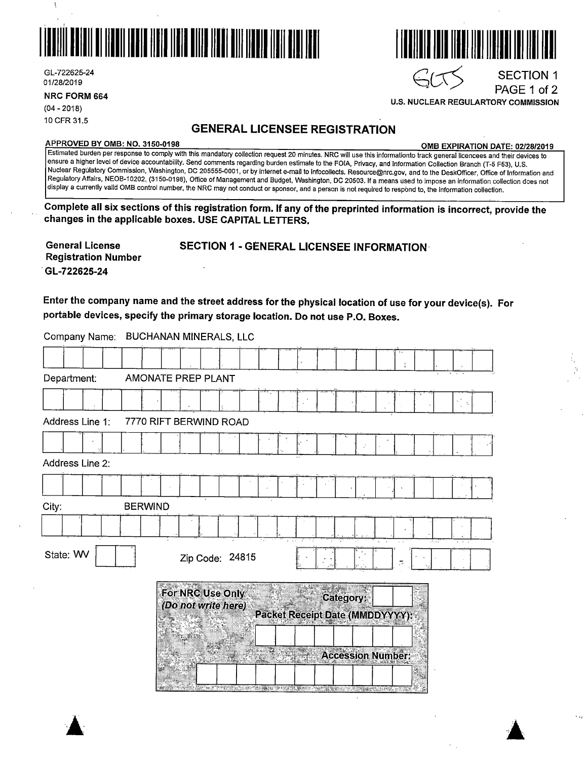GL-722625-24
01/28/2019

**NRC FORM 664**
(04 - 2018)
10 CFR 31.5

GLTS

**SECTION 1**
**PAGE 1 of 2**

**U.S. NUCLEAR REGULARTORY COMMISSION**

# GENERAL LICENSEE REGISTRATION

**APPROVED BY OMB: NO. 3150-0198** **OMB EXPIRATION DATE: 02/28/2019**

Estimated burden per response to comply with this mandatory collection request 20 minutes. NRC will use this informationto track general licencees and their devices to ensure a higher level of device accountability. Send comments regarding burden estimate to the FOIA, Privacy, and Information Collection Branch (T-5 F53), U.S. Nuclear Regulatory Commission, Washington, DC 205555-0001, or by internet e-mail to Infocollects. Resource@nrc.gov, and to the DeskOfficer, Office of Information and Regulatory Affairs, NEOB-10202, (3150-0198), Office of Management and Budget, Washington, DC 20503. If a means used to impose an information collection does not display a currently valid OMB control number, the NRC may not conduct or sponsor, and a person is not required to respond to, the information collection.

**Complete all six sections of this registration form. If any of the preprinted information is incorrect, provide the changes in the applicable boxes. USE CAPITAL LETTERS.**

**General License Registration Number**
**GL-722625-24**

## SECTION 1 - GENERAL LICENSEE INFORMATION

**Enter the company name and the street address for the physical location of use for your device(s). For portable devices, specify the primary storage location. Do not use P.O. Boxes.**

Company Name: BUCHANAN MINERALS, LLC

Department: AMONATE PREP PLANT

Address Line 1: 7770 RIFT BERWIND ROAD

Address Line 2:

City: BERWIND

State: WV

Zip Code: 24815

**For NRC Use Only**
***(Do not write here)***

**Category:**

**Packet Receipt Date (MMDDYYYY):**

**Accession Number:**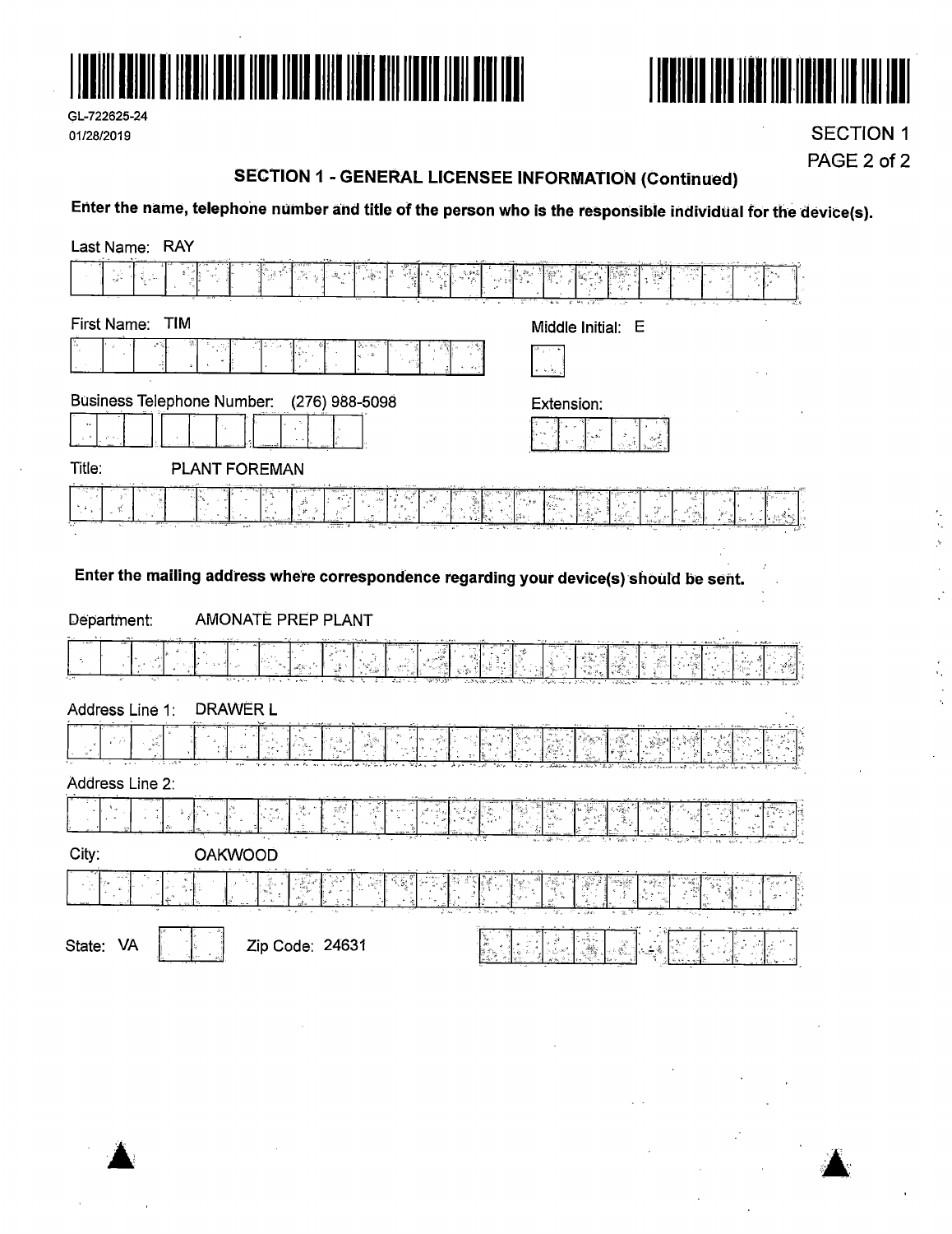GL-722625-24
01/28/2019

SECTION 1

## SECTION 1 - GENERAL LICENSEE INFORMATION (Continued)

**Enter the name, telephone number and title of the person who is the responsible individual for the device(s).**

Last Name: RAY

First Name: TIM

Middle Initial: E

Business Telephone Number: (276) 988-5098

Extension:

Title: PLANT FOREMAN

**Enter the mailing address where correspondence regarding your device(s) should be sent.**

Department: AMONATE PREP PLANT

Address Line 1: DRAWER L

Address Line 2:

City: OAKWOOD

State: VA

Zip Code: 24631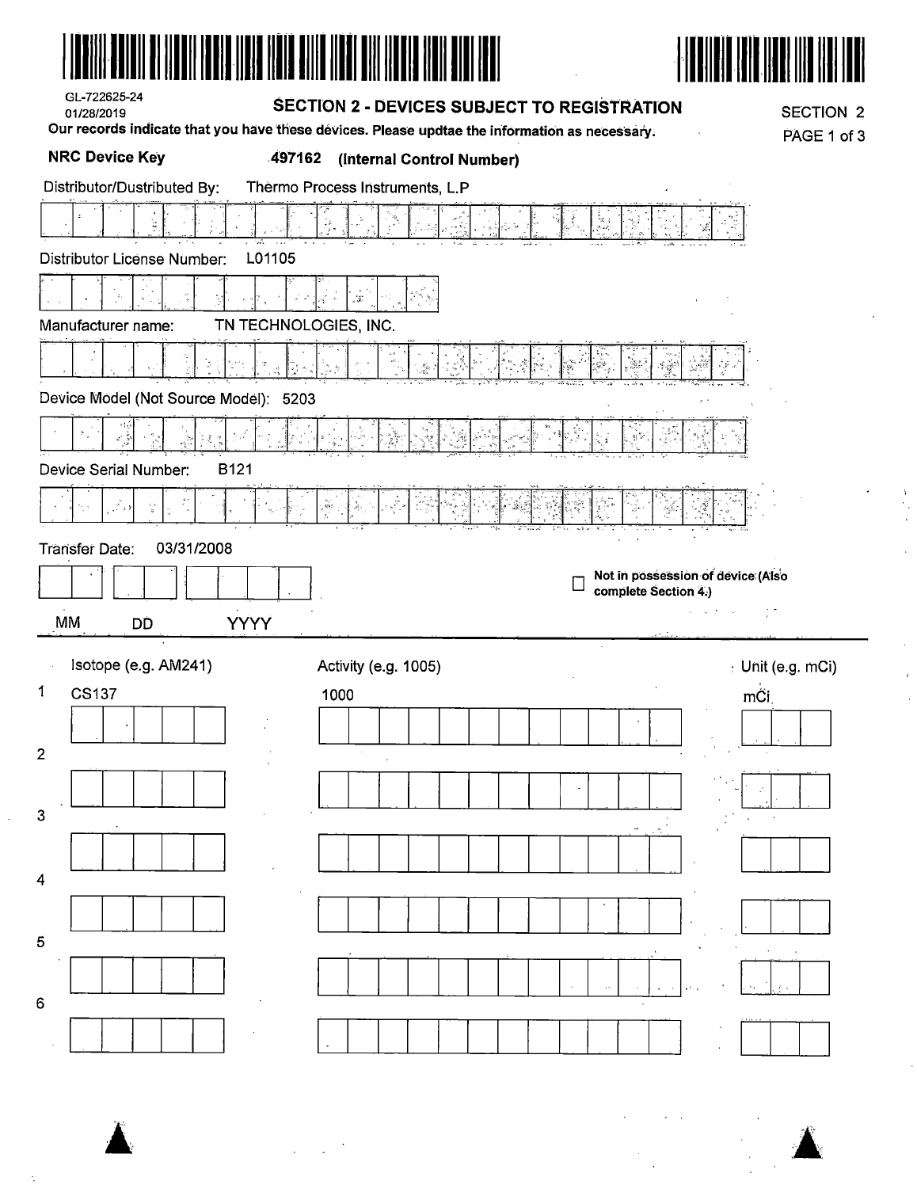GL-722625-24
01/28/2019

## SECTION 2 - DEVICES SUBJECT TO REGISTRATION

SECTION 2
PAGE 1 of 3

**Our records indicate that you have these devices. Please updtae the information as necessary.**

**NRC Device Key** **497162** **(Internal Control Number)**

Distributor/Dustributed By: Thermo Process Instruments, L.P

Distributor License Number: L01105

Manufacturer name: TN TECHNOLOGIES, INC.

Device Model (Not Source Model): 5203

Device Serial Number: B121

Transfer Date: 03/31/2008

MM DD YYYY

☐ **Not in possession of device (Also complete Section 4.)**

| | Isotope (e.g. AM241) | Activity (e.g. 1005) | Unit (e.g. mCi) |
|---|---|---|---|
| 1 | CS137 | 1000 | mCi |
| 2 | | | |
| 3 | | | |
| 4 | | | |
| 5 | | | |
| 6 | | | |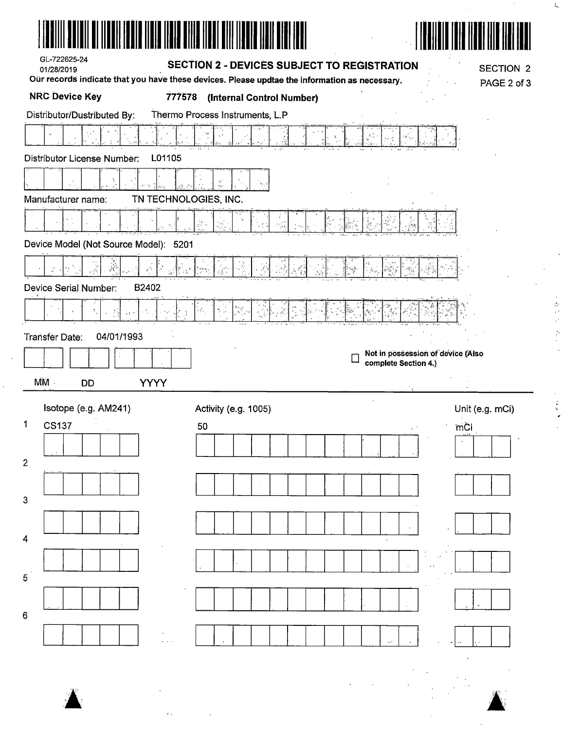GL-722625-24
01/28/2019

## SECTION 2 - DEVICES SUBJECT TO REGISTRATION

SECTION 2

**Our records indicate that you have these devices. Please updtae the information as necessary.**

**NRC Device Key** **777578** **(Internal Control Number)**

Distributor/Dustributed By: Thermo Process Instruments, L.P

Distributor License Number: L01105

Manufacturer name: TN TECHNOLOGIES, INC.

Device Model (Not Source Model): 5201

Device Serial Number: B2402

Transfer Date: 04/01/1993

MM DD YYYY

☐ **Not in possession of device (Also complete Section 4.)**

| | Isotope (e.g. AM241) | Activity (e.g. 1005) | Unit (e.g. mCi) |
|---|---|---|---|
| 1 | CS137 | 50 | mCi |
| 2 | | | |
| 3 | | | |
| 4 | | | |
| 5 | | | |
| 6 | | | |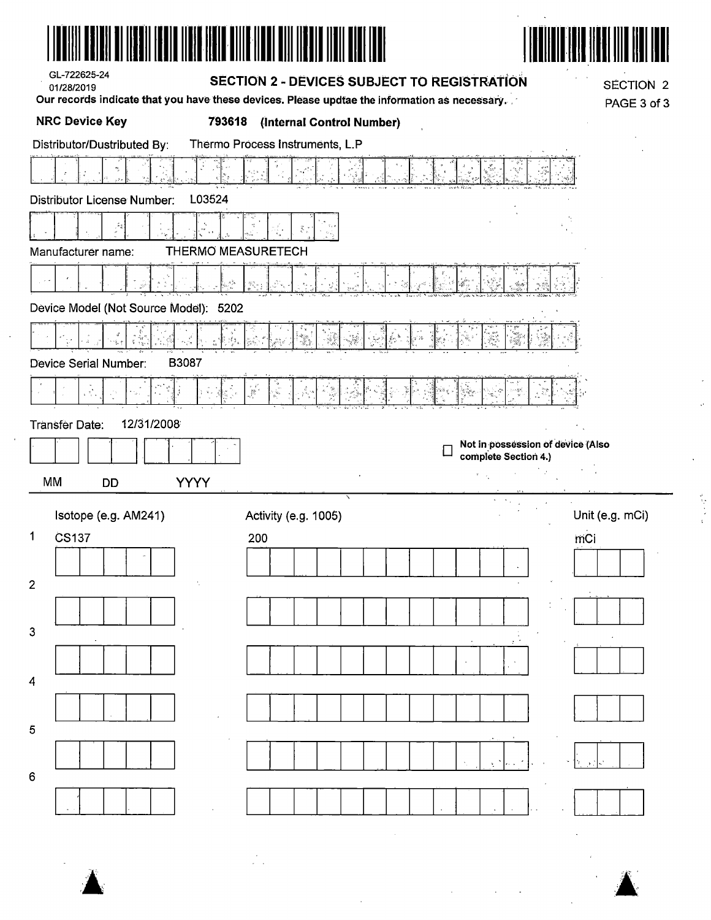GL-722625-24
01/28/2019

## SECTION 2 - DEVICES SUBJECT TO REGISTRATION

SECTION 2

**Our records indicate that you have these devices. Please updtae the information as necessary.**

**NRC Device Key** **793618 (Internal Control Number)**

Distributor/Dustributed By: Thermo Process Instruments, L.P

Distributor License Number: L03524

Manufacturer name: THERMO MEASURETECH

Device Model (Not Source Model): 5202

Device Serial Number: B3087

Transfer Date: 12/31/2008

MM DD YYYY

☐ **Not in possession of device (Also complete Section 4.)**

| | Isotope (e.g. AM241) | Activity (e.g. 1005) | Unit (e.g. mCi) |
|---|---|---|---|
| 1 | CS137 | 200 | mCi |
| 2 | | | |
| 3 | | | |
| 4 | | | |
| 5 | | | |
| 6 | | | |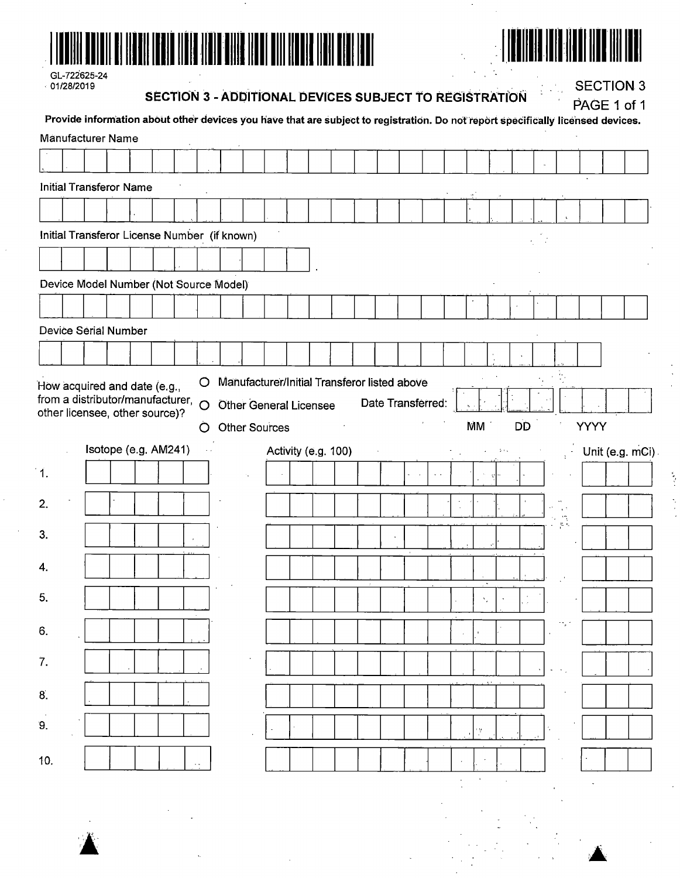GL-722625-24
01/28/2019

## SECTION 3 - ADDITIONAL DEVICES SUBJECT TO REGISTRATION

SECTION 3

**Provide information about other devices you have that are subject to registration. Do not report specifically licensed devices.**

Manufacturer Name

Initial Transferor Name

Initial Transferor License Number (if known)

Device Model Number (Not Source Model)

Device Serial Number

How acquired and date (e.g., from a distributor/manufacturer, other licensee, other source)?

- ○ Manufacturer/Initial Transferor listed above
- ○ Other General Licensee
- ○ Other Sources

Date Transferred: MM DD YYYY

| | Isotope (e.g. AM241) | Activity (e.g. 100) | Unit (e.g. mCi) |
|---|---|---|---|
| 1. | | | |
| 2. | | | |
| 3. | | | |
| 4. | | | |
| 5. | | | |
| 6. | | | |
| 7. | | | |
| 8. | | | |
| 9. | | | |
| 10. | | | |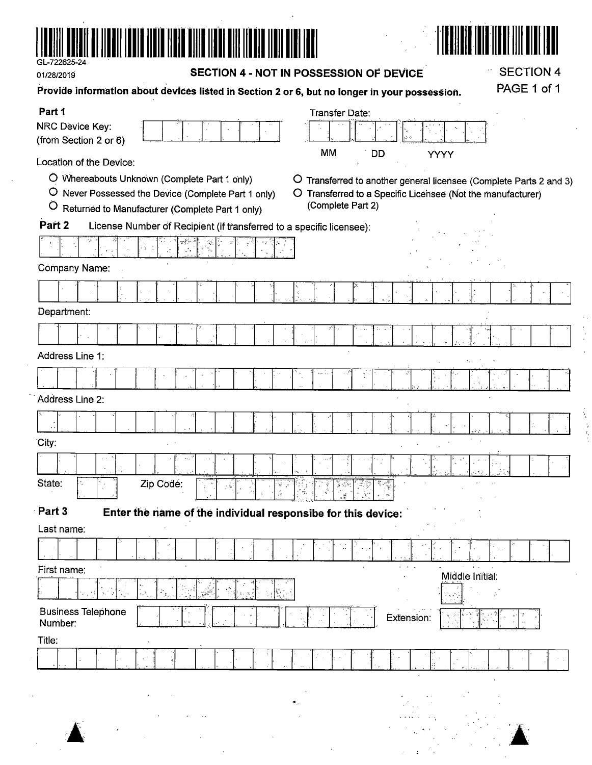GL-722625-24

01/28/2019

## SECTION 4 - NOT IN POSSESSION OF DEVICE

SECTION 4

**Provide information about devices listed in Section 2 or 6, but no longer in your possession.**

### Part 1

NRC Device Key: (from Section 2 or 6)

Transfer Date: MM DD YYYY

Location of the Device:

- ○ Whereabouts Unknown (Complete Part 1 only)
- ○ Never Possessed the Device (Complete Part 1 only)
- ○ Returned to Manufacturer (Complete Part 1 only)
- ○ Transferred to another general licensee (Complete Parts 2 and 3)
- ○ Transferred to a Specific Licensee (Not the manufacturer) (Complete Part 2)

### Part 2

License Number of Recipient (if transferred to a specific licensee):

Company Name:

Department:

Address Line 1:

Address Line 2:

City:

State: Zip Code:

### Part 3

**Enter the name of the individual responsibe for this device:**

Last name:

First name:

Middle Initial:

Business Telephone Number:

Extension:

Title: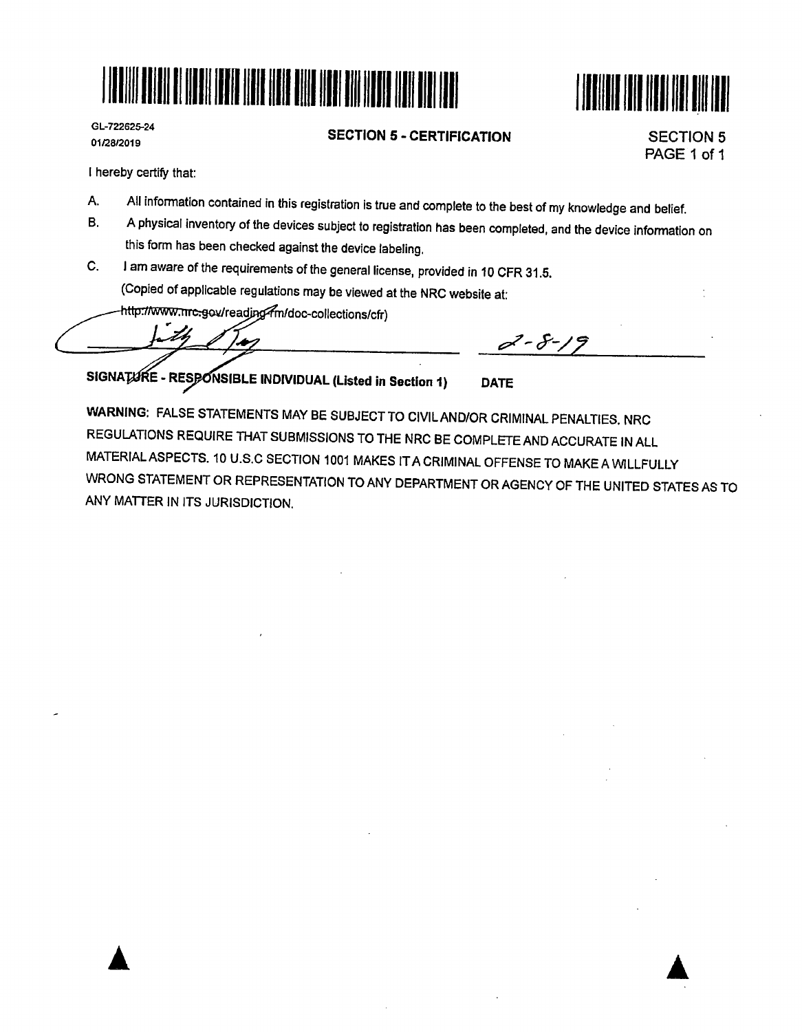GL-722625-24
01/28/2019

## SECTION 5 - CERTIFICATION

SECTION 5
PAGE 1 of 1

I hereby certify that:

A. All information contained in this registration is true and complete to the best of my knowledge and belief.

B. A physical inventory of the devices subject to registration has been completed, and the device information on this form has been checked against the device labeling.

C. I am aware of the requirements of the general license, provided in 10 CFR 31.5.
(Copied of applicable regulations may be viewed at the NRC website at:
http://www.nrc.gov/reading-rm/doc-collections/cfr)

_________________________ 2-8-19

**SIGNATURE - RESPONSIBLE INDIVIDUAL (Listed in Section 1)** **DATE**

**WARNING:** FALSE STATEMENTS MAY BE SUBJECT TO CIVIL AND/OR CRIMINAL PENALTIES. NRC REGULATIONS REQUIRE THAT SUBMISSIONS TO THE NRC BE COMPLETE AND ACCURATE IN ALL MATERIAL ASPECTS. 10 U.S.C SECTION 1001 MAKES IT A CRIMINAL OFFENSE TO MAKE A WILLFULLY WRONG STATEMENT OR REPRESENTATION TO ANY DEPARTMENT OR AGENCY OF THE UNITED STATES AS TO ANY MATTER IN ITS JURISDICTION.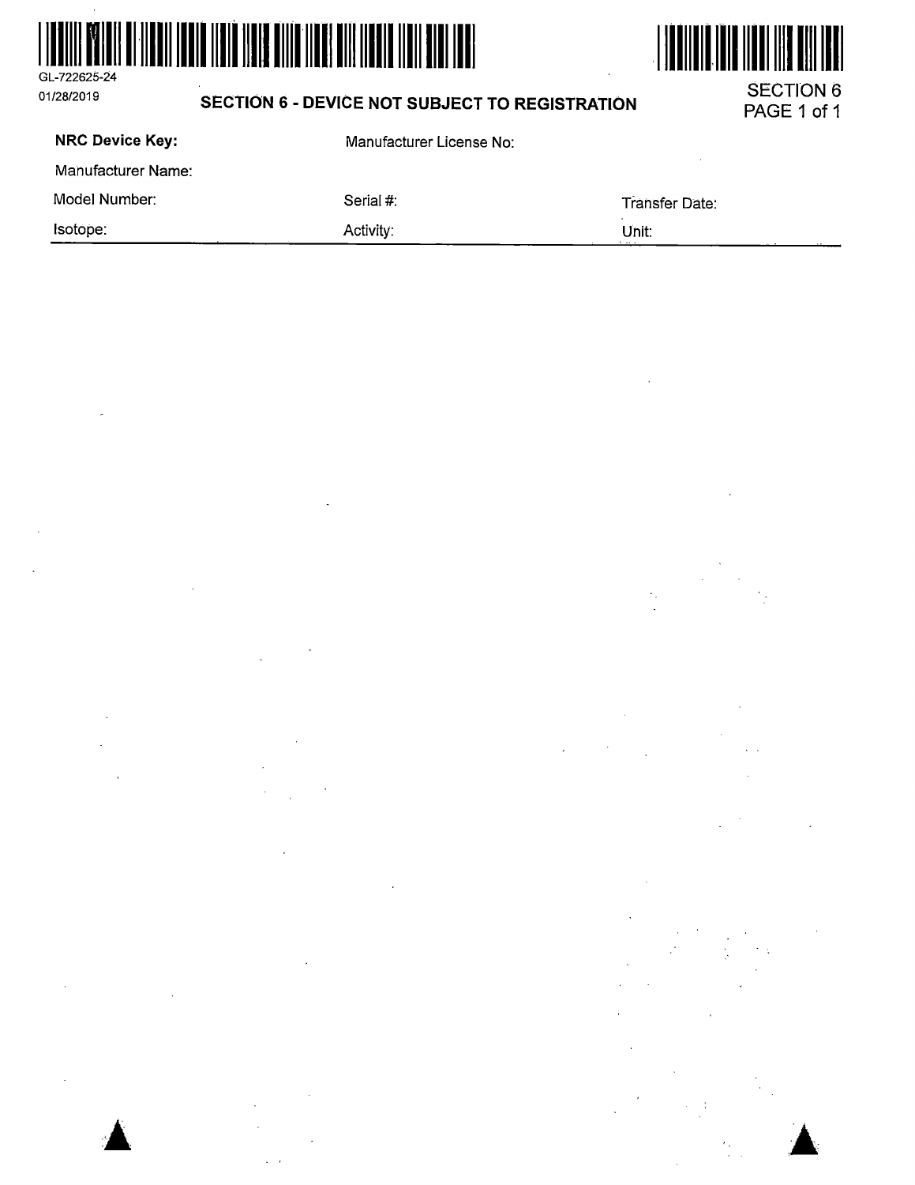GL-722625-24

01/28/2019

## SECTION 6 - DEVICE NOT SUBJECT TO REGISTRATION

SECTION 6

**NRC Device Key:** Manufacturer License No:

Manufacturer Name:

Model Number: Serial #: Transfer Date:

Isotope: Activity: Unit: